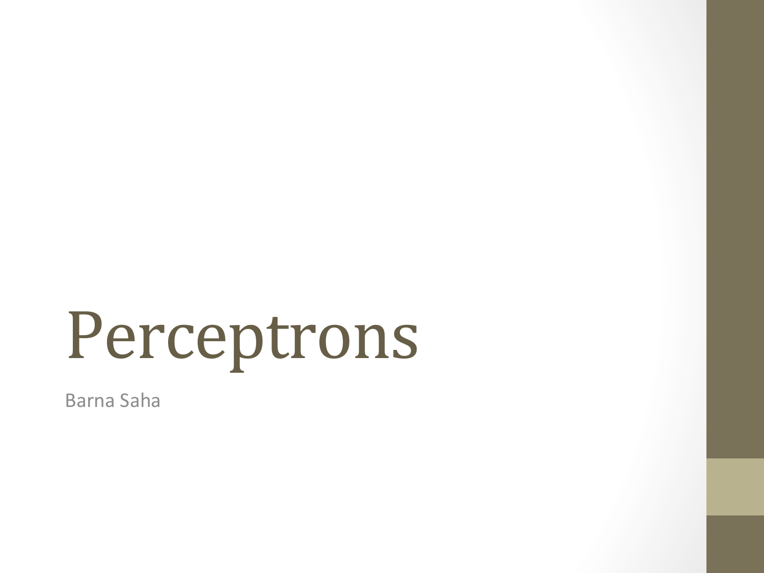# Perceptrons

Barna Saha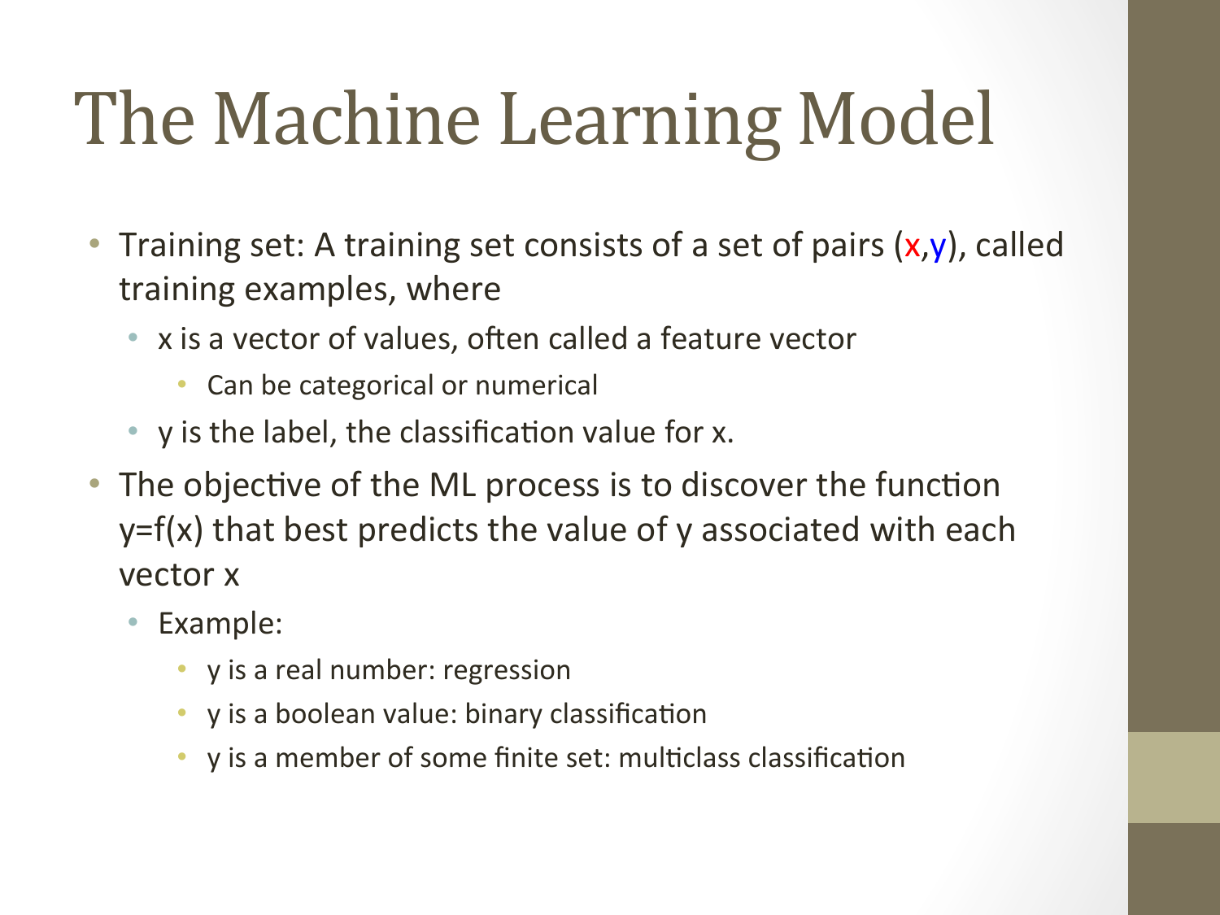# The Machine Learning Model

- Training set: A training set consists of a set of pairs (x,y), called training examples, where
  - x is a vector of values, often called a feature vector
    - Can be categorical or numerical
  - y is the label, the classification value for x.
- The objective of the ML process is to discover the function y=f(x) that best predicts the value of y associated with each vector x
  - Example:
    - y is a real number: regression
    - y is a boolean value: binary classification
    - y is a member of some finite set: multiclass classification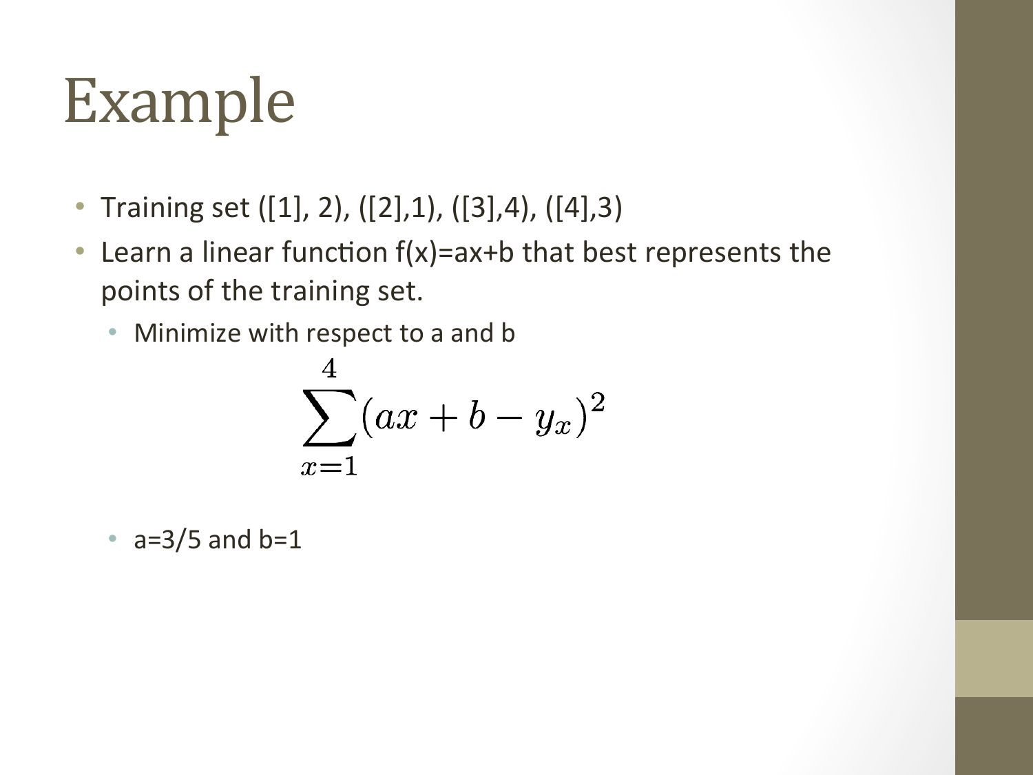# Example

- Training set ([1], 2), ([2],1), ([3],4), ([4],3)
- Learn a linear function f(x)=ax+b that best represents the points of the training set.
  - Minimize with respect to a and b

$$\sum_{x=1}^{4}(ax + b - y_x)^2$$

  - a=3/5 and b=1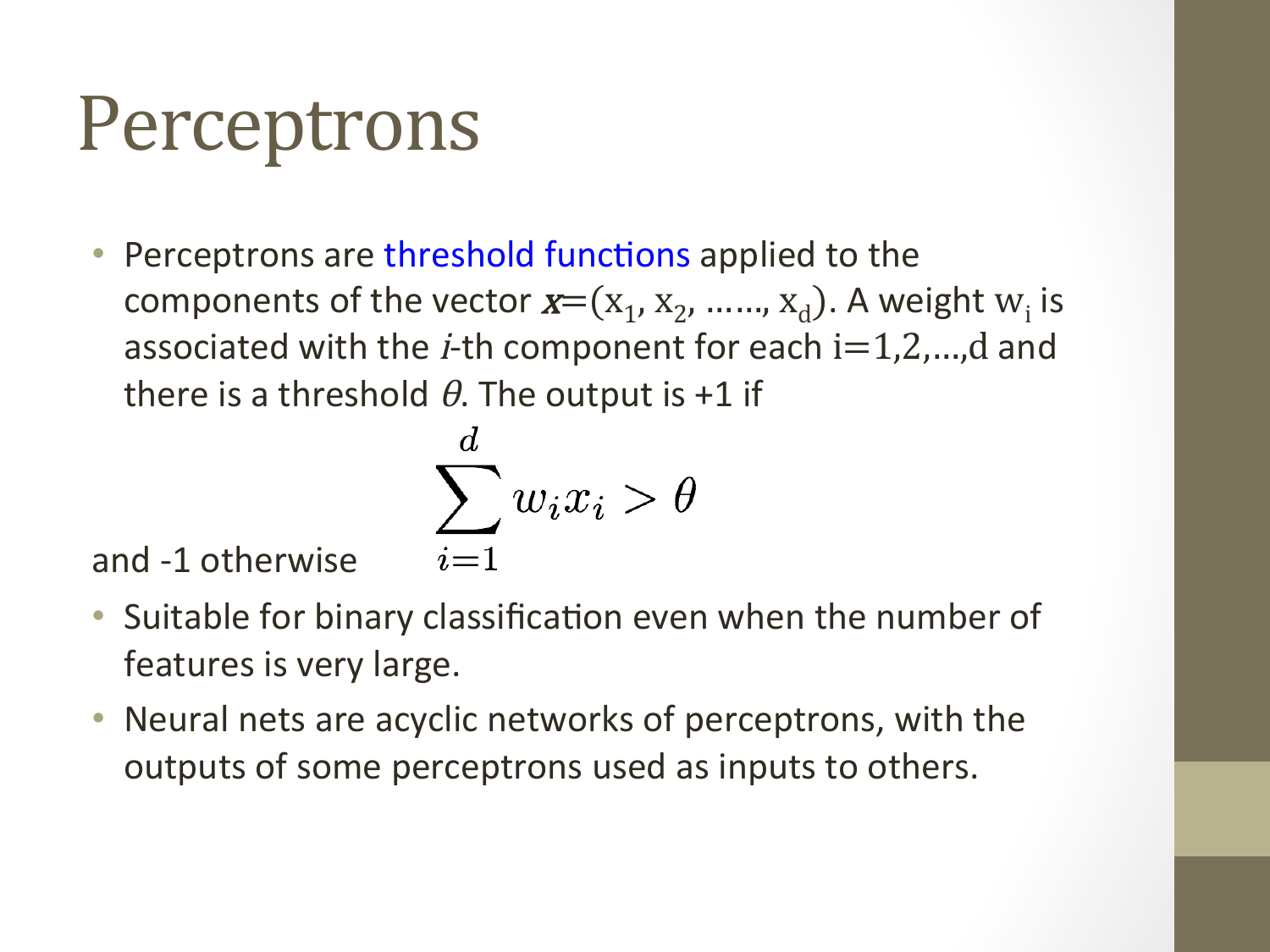# Perceptrons

- Perceptrons are threshold functions applied to the components of the vector $\boldsymbol{x}=(x_1, x_2, \ldots\ldots, x_d)$. A weight $w_i$ is associated with the $i$-th component for each $i=1,2,\ldots,d$ and there is a threshold $\theta$. The output is +1 if

$$\sum_{i=1}^{d} w_i x_i > \theta$$

and -1 otherwise

- Suitable for binary classification even when the number of features is very large.
- Neural nets are acyclic networks of perceptrons, with the outputs of some perceptrons used as inputs to others.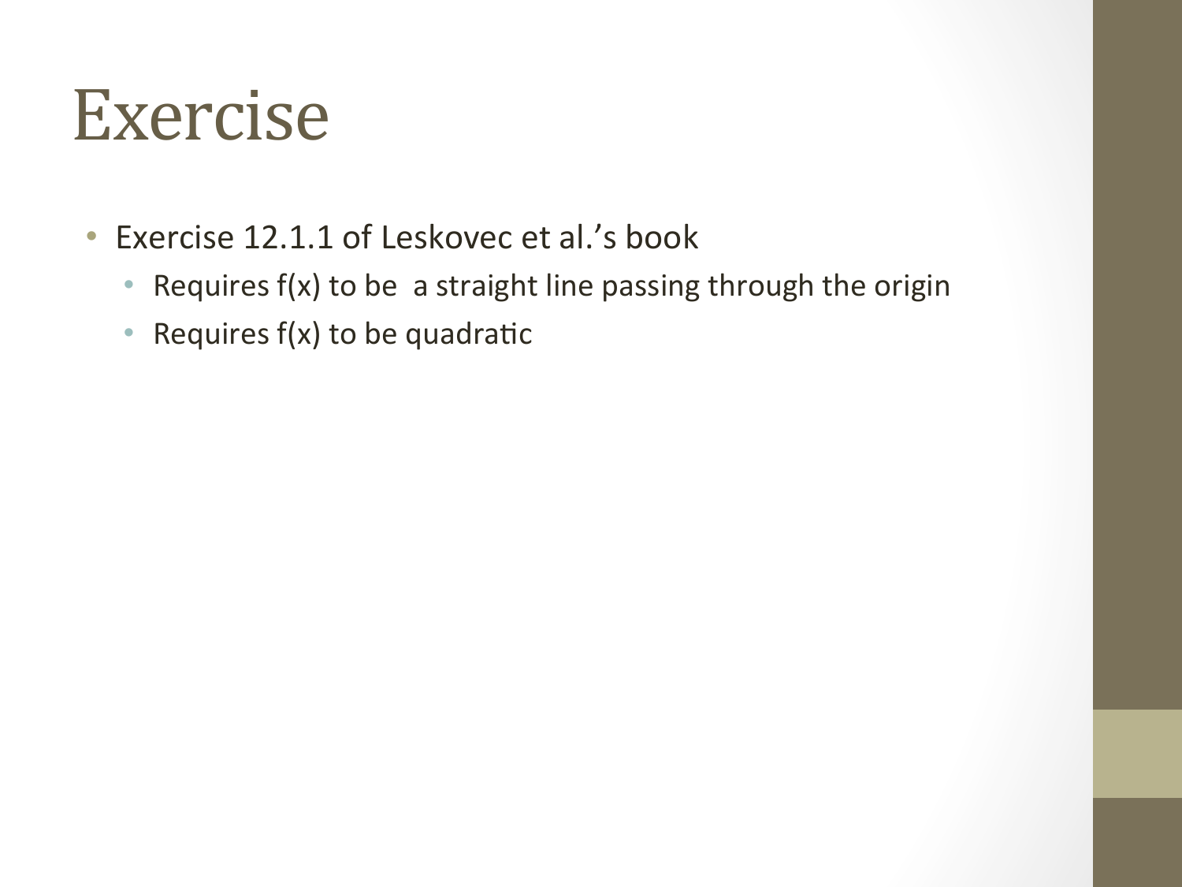# Exercise

- Exercise 12.1.1 of Leskovec et al.'s book
  - Requires f(x) to be a straight line passing through the origin
  - Requires f(x) to be quadratic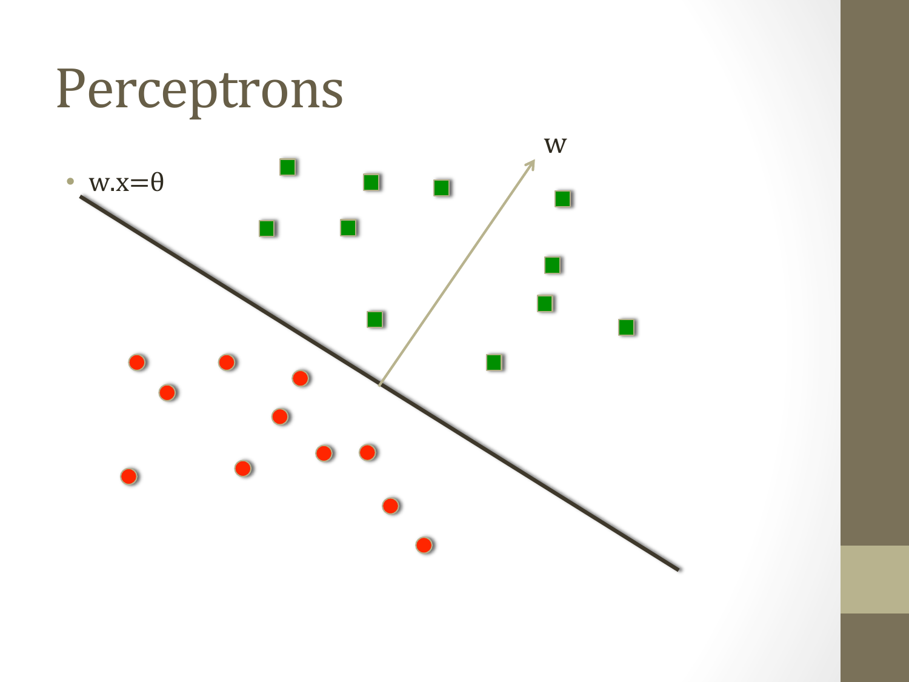# Perceptrons

- $w.x=\theta$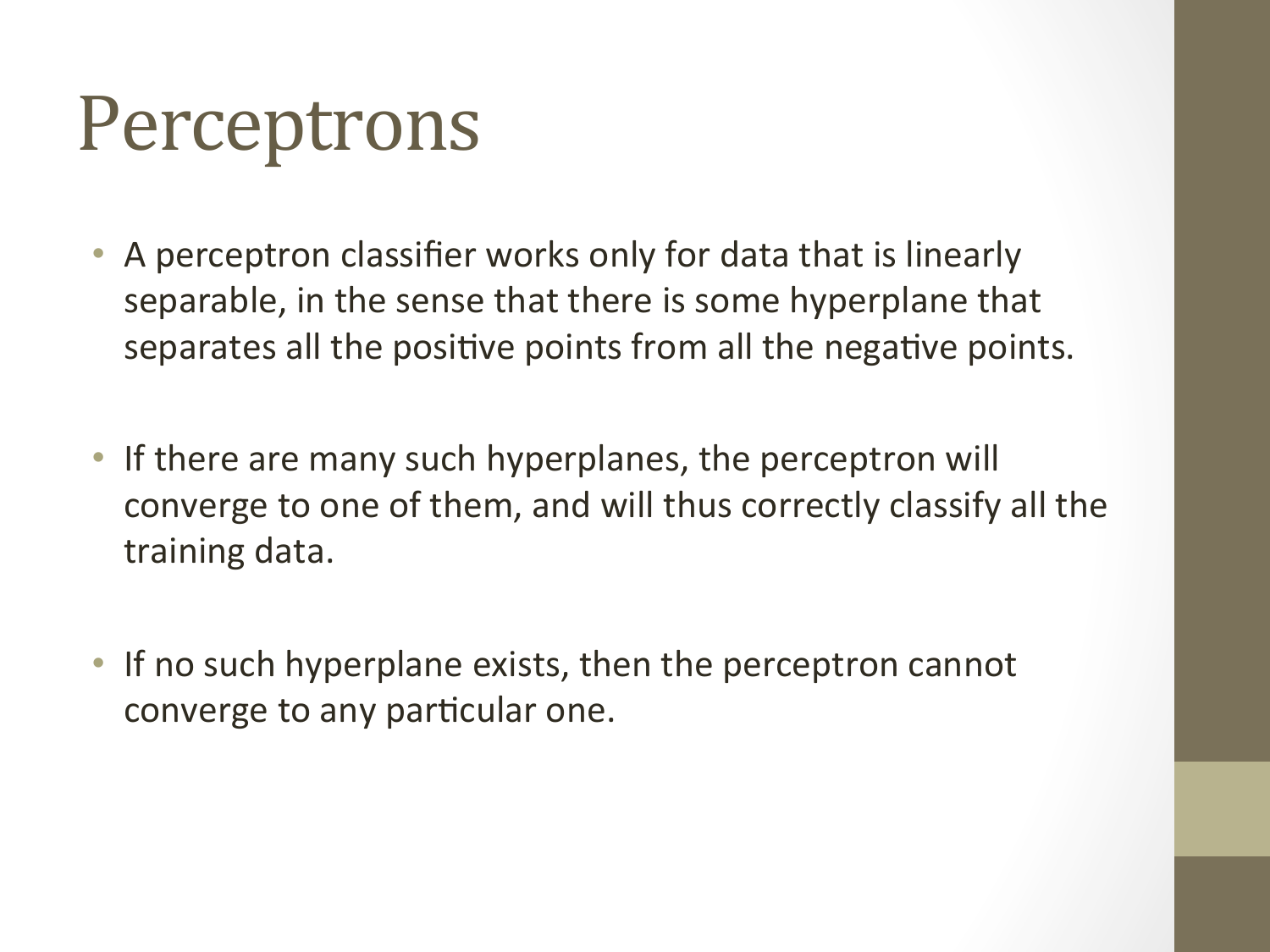# Perceptrons

- A perceptron classifier works only for data that is linearly separable, in the sense that there is some hyperplane that separates all the positive points from all the negative points.
- If there are many such hyperplanes, the perceptron will converge to one of them, and will thus correctly classify all the training data.
- If no such hyperplane exists, then the perceptron cannot converge to any particular one.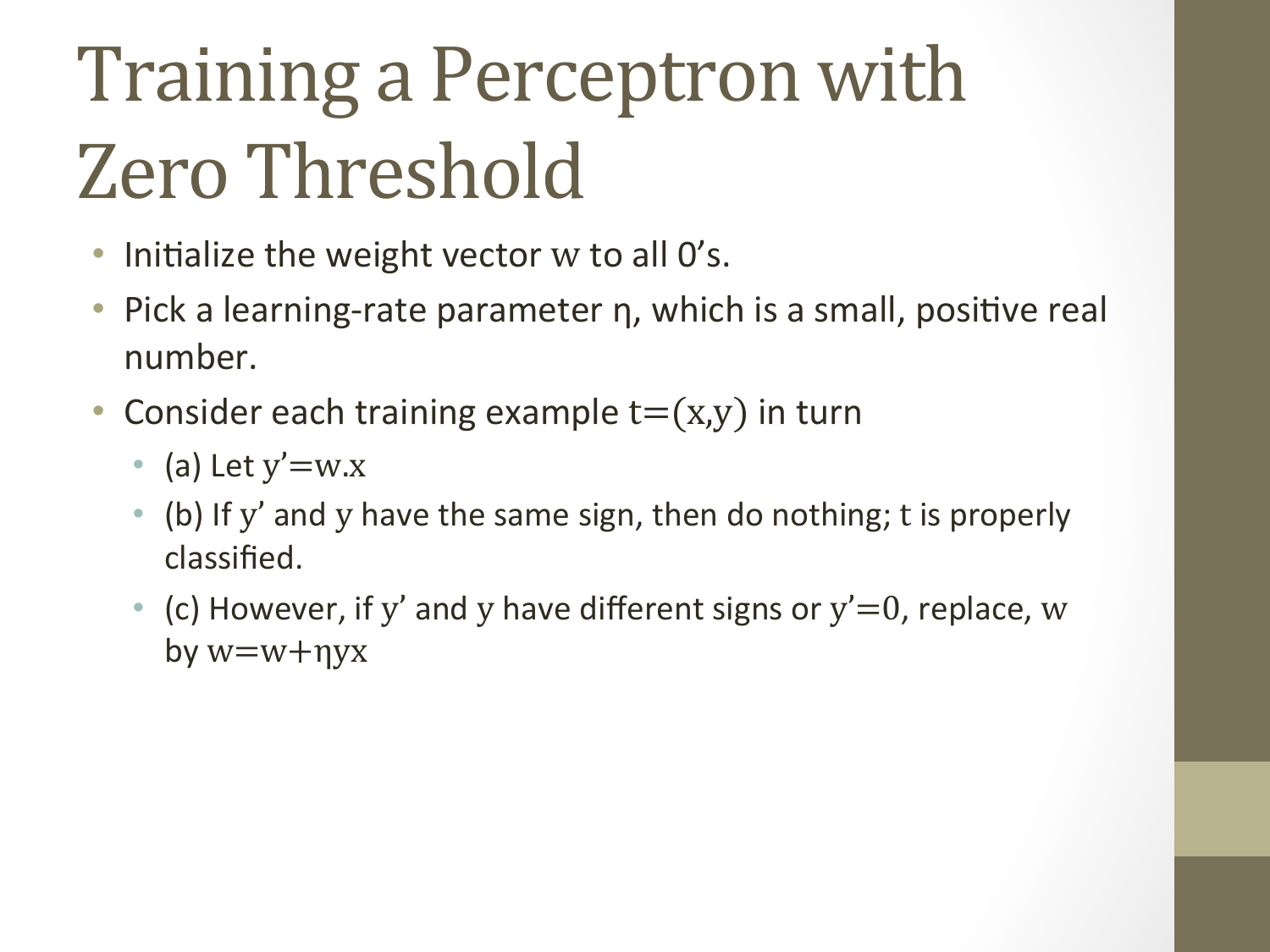# Training a Perceptron with Zero Threshold

- Initialize the weight vector $w$ to all 0's.
- Pick a learning-rate parameter η, which is a small, positive real number.
- Consider each training example $t=(x,y)$ in turn
  - (a) Let $y'=w.x$
  - (b) If $y'$ and $y$ have the same sign, then do nothing; $t$ is properly classified.
  - (c) However, if $y'$ and $y$ have different signs or $y'=0$, replace, $w$ by $w=w+\eta yx$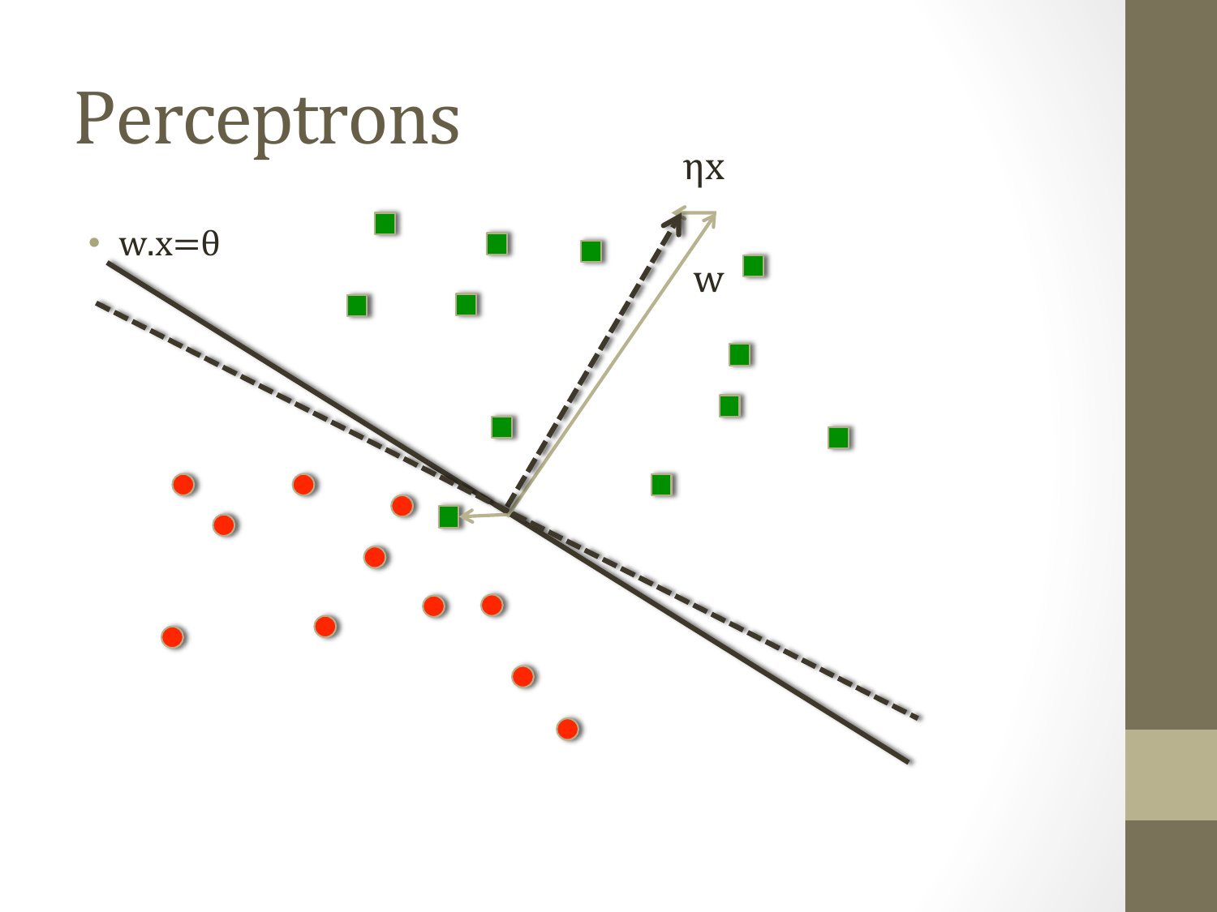# Perceptrons

- $w.x=\theta$

$\eta x$

w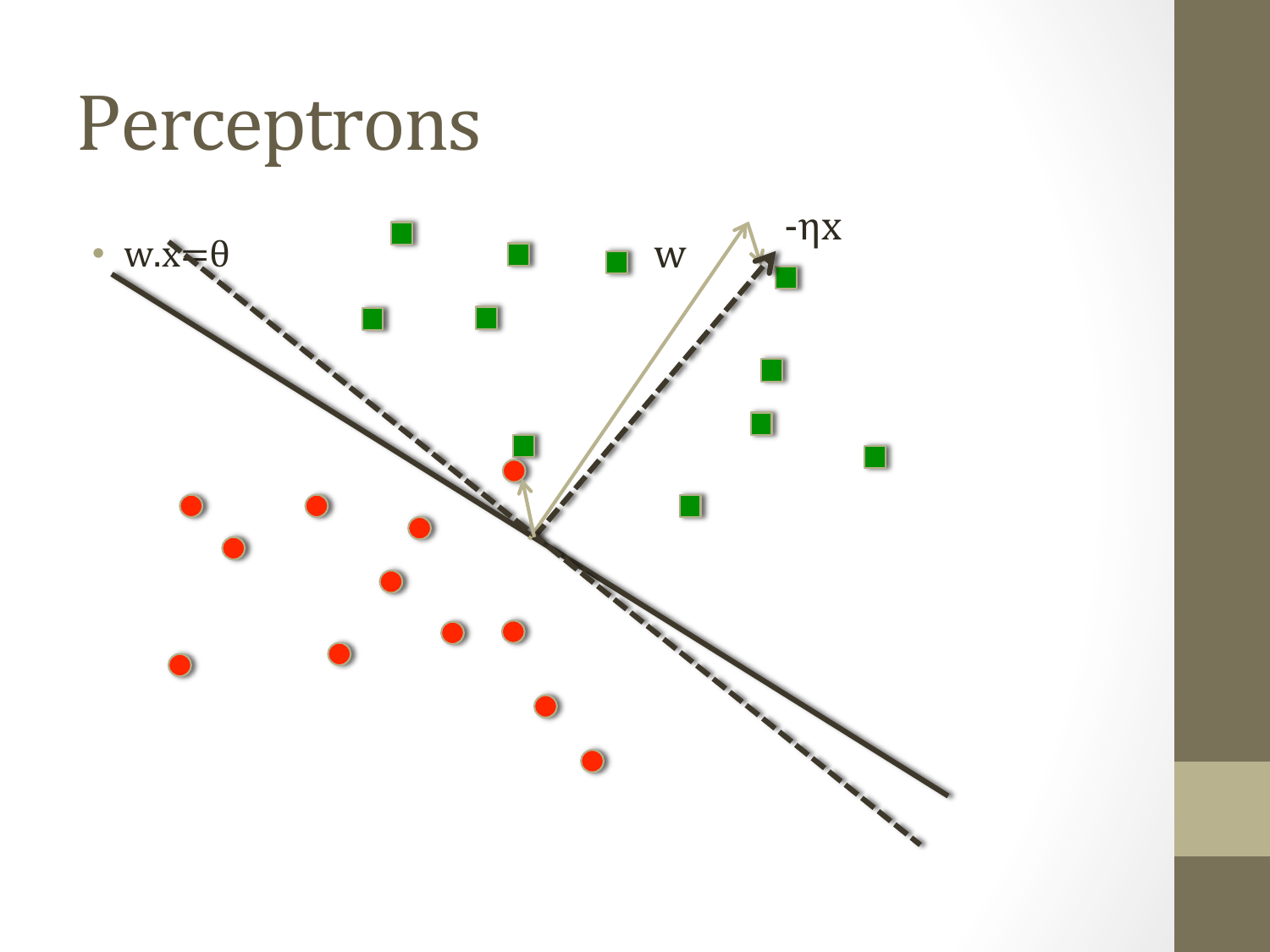# Perceptrons

- $w.x = \theta$

$w$

$-\eta x$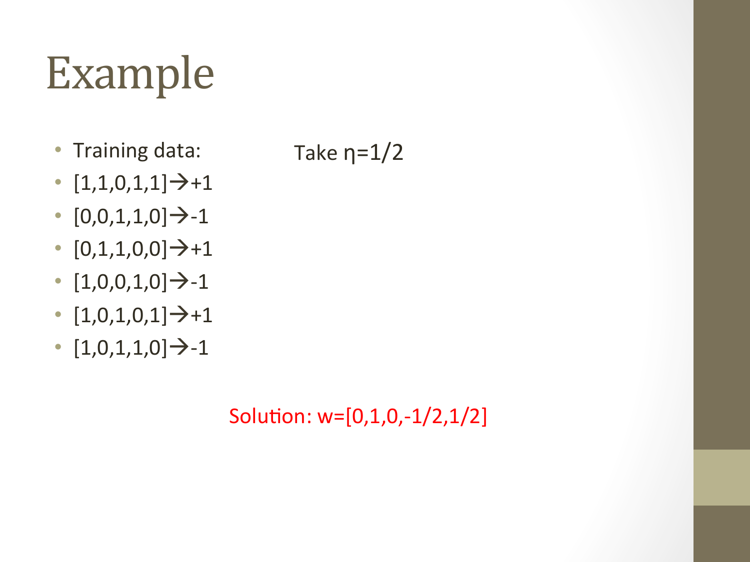# Example

- Training data:
- [1,1,0,1,1]→+1
- [0,0,1,1,0]→-1
- [0,1,1,0,0]→+1
- [1,0,0,1,0]→-1
- [1,0,1,0,1]→+1
- [1,0,1,1,0]→-1

Take $\eta=1/2$

Solution: w=[0,1,0,-1/2,1/2]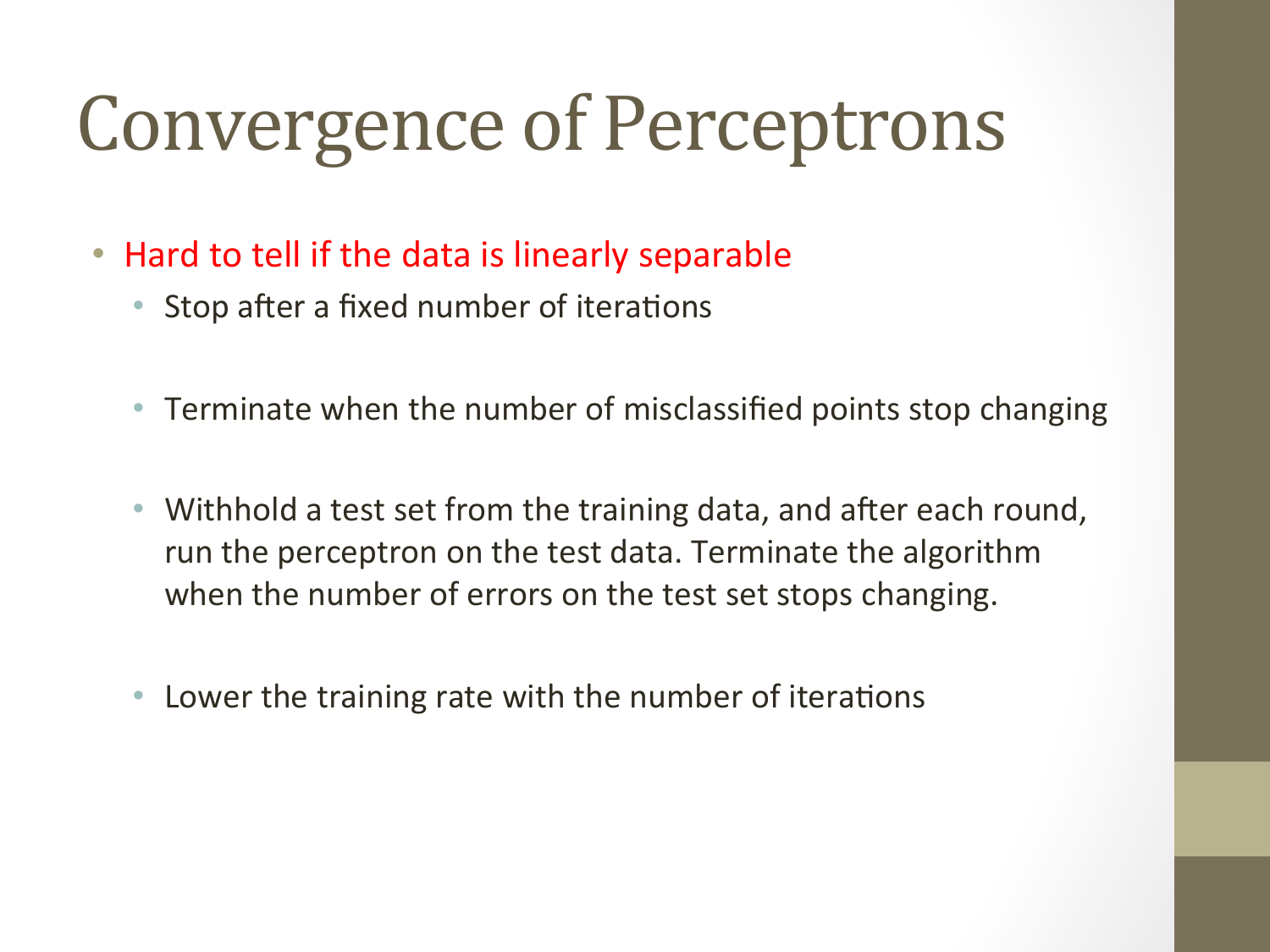# Convergence of Perceptrons

- Hard to tell if the data is linearly separable
  - Stop after a fixed number of iterations
  - Terminate when the number of misclassified points stop changing
  - Withhold a test set from the training data, and after each round, run the perceptron on the test data. Terminate the algorithm when the number of errors on the test set stops changing.
  - Lower the training rate with the number of iterations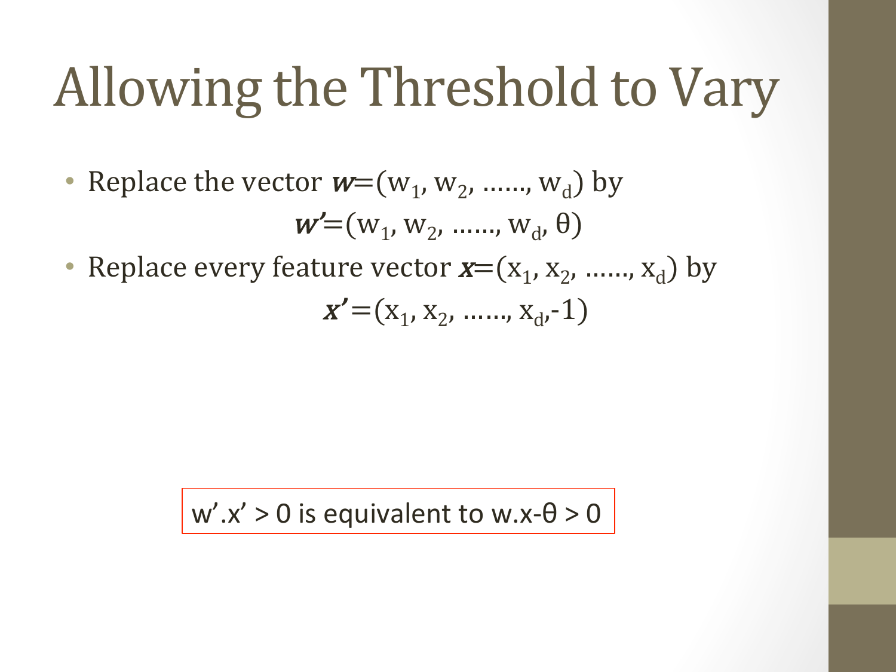# Allowing the Threshold to Vary

- Replace the vector $\boldsymbol{w}=(w_1, w_2, \ldots\ldots, w_d)$ by

$$\boldsymbol{w'}=(w_1, w_2, \ldots\ldots, w_d, \theta)$$

- Replace every feature vector $\boldsymbol{x}=(x_1, x_2, \ldots\ldots, x_d)$ by

$$\boldsymbol{x'}=(x_1, x_2, \ldots\ldots, x_d, -1)$$

$w'.x' > 0$ is equivalent to $w.x - \theta > 0$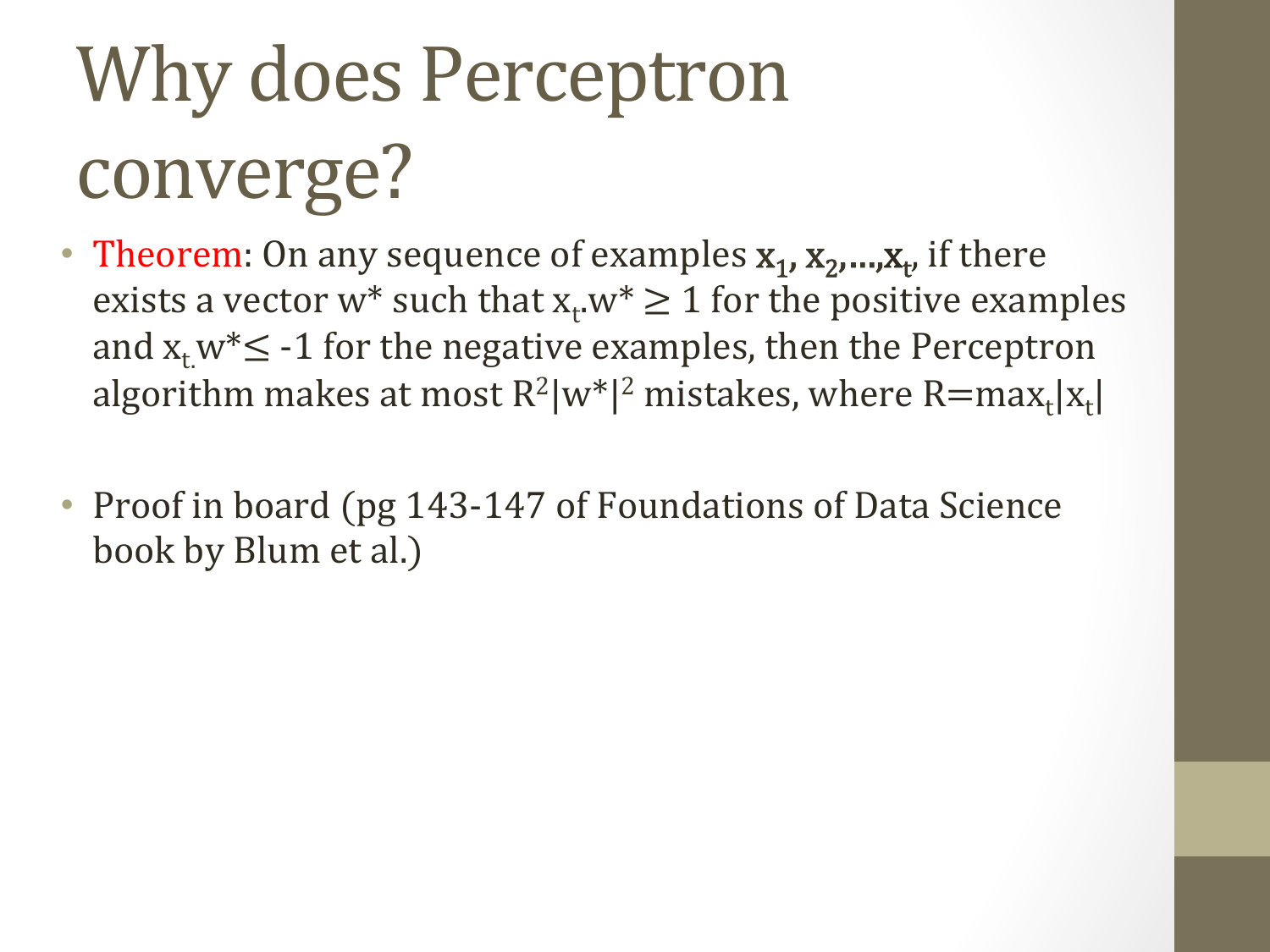# Why does Perceptron converge?

- Theorem: On any sequence of examples $\mathbf{x_1}, \mathbf{x_2},\ldots,\mathbf{x_t}$, if there exists a vector w* such that $x_t.w^* \geq 1$ for the positive examples and $x_t.w^* \leq -1$ for the negative examples, then the Perceptron algorithm makes at most $R^2|w^*|^2$ mistakes, where $R=\max_t|x_t|$

- Proof in board (pg 143-147 of Foundations of Data Science book by Blum et al.)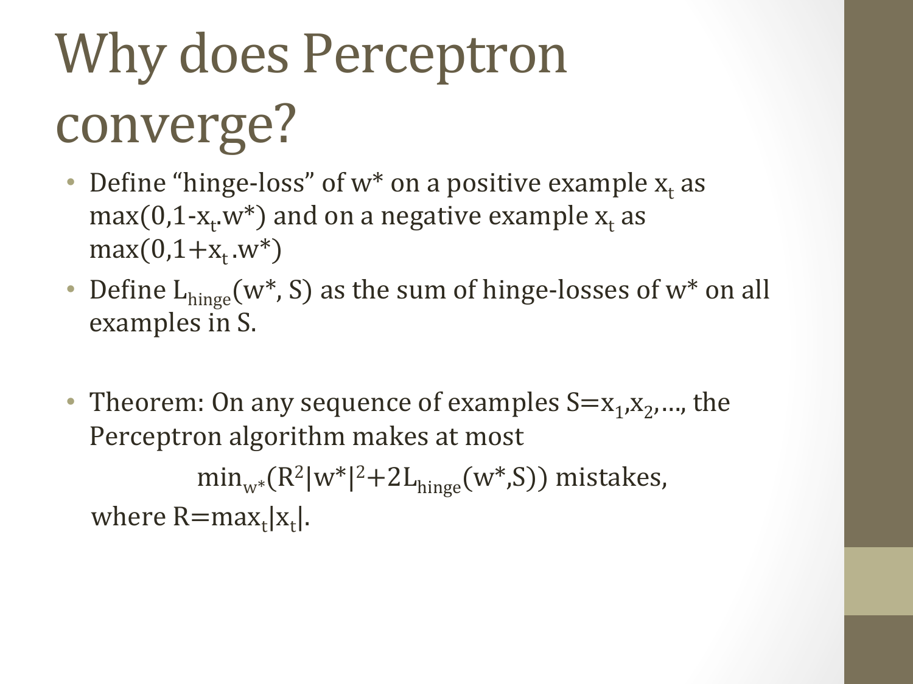# Why does Perceptron converge?

- Define "hinge-loss" of $w^*$ on a positive example $x_t$ as $\max(0, 1 - x_t . w^*)$ and on a negative example $x_t$ as $\max(0, 1 + x_t . w^*)$
- Define $L_{hinge}(w^*, S)$ as the sum of hinge-losses of $w^*$ on all examples in S.

- Theorem: On any sequence of examples $S = x_1, x_2, \ldots$, the Perceptron algorithm makes at most

$$\min_{w^*}(R^2 |w^*|^2 + 2L_{hinge}(w^*, S)) \text{ mistakes,}$$

where $R = \max_t |x_t|$.